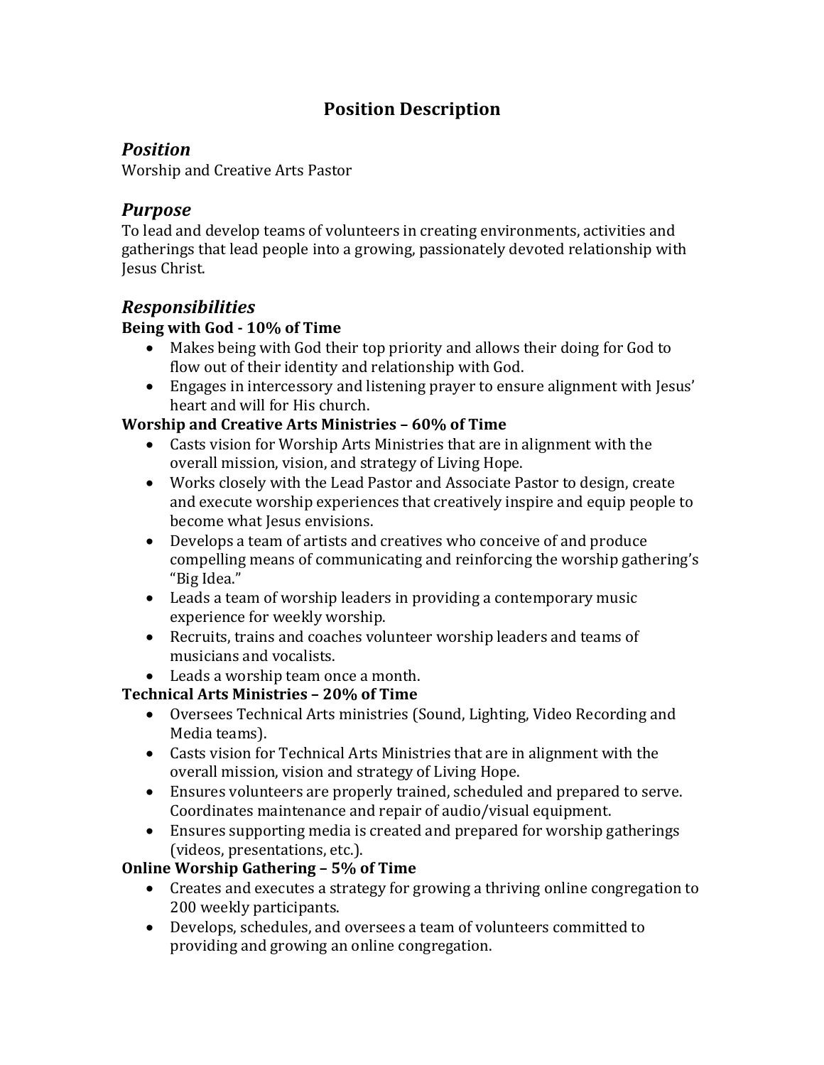# Position Description

## *Position*

Worship and Creative Arts Pastor

## *Purpose*

To lead and develop teams of volunteers in creating environments, activities and gatherings that lead people into a growing, passionately devoted relationship with Jesus Christ.

## *Responsibilities*

**Being with God - 10% of Time**

- Makes being with God their top priority and allows their doing for God to flow out of their identity and relationship with God.
- Engages in intercessory and listening prayer to ensure alignment with Jesus' heart and will for His church.

**Worship and Creative Arts Ministries – 60% of Time**

- Casts vision for Worship Arts Ministries that are in alignment with the overall mission, vision, and strategy of Living Hope.
- Works closely with the Lead Pastor and Associate Pastor to design, create and execute worship experiences that creatively inspire and equip people to become what Jesus envisions.
- Develops a team of artists and creatives who conceive of and produce compelling means of communicating and reinforcing the worship gathering's "Big Idea."
- Leads a team of worship leaders in providing a contemporary music experience for weekly worship.
- Recruits, trains and coaches volunteer worship leaders and teams of musicians and vocalists.
- Leads a worship team once a month.

**Technical Arts Ministries – 20% of Time**

- Oversees Technical Arts ministries (Sound, Lighting, Video Recording and Media teams).
- Casts vision for Technical Arts Ministries that are in alignment with the overall mission, vision and strategy of Living Hope.
- Ensures volunteers are properly trained, scheduled and prepared to serve. Coordinates maintenance and repair of audio/visual equipment.
- Ensures supporting media is created and prepared for worship gatherings (videos, presentations, etc.).

**Online Worship Gathering – 5% of Time**

- Creates and executes a strategy for growing a thriving online congregation to 200 weekly participants.
- Develops, schedules, and oversees a team of volunteers committed to providing and growing an online congregation.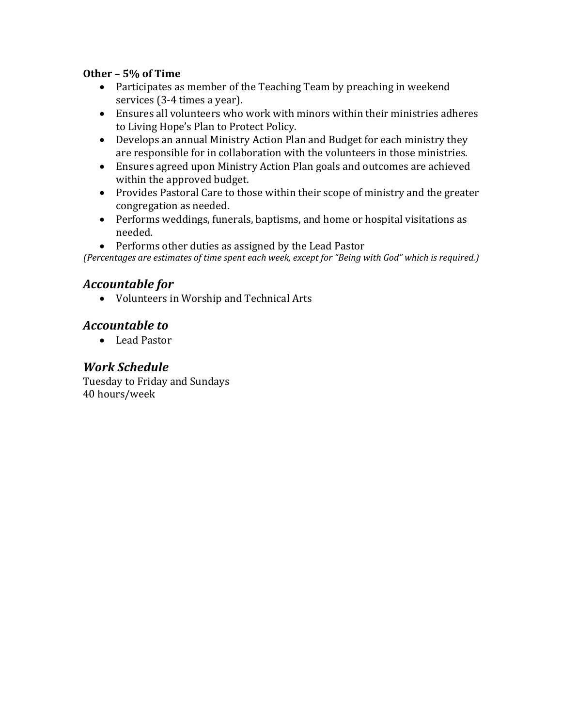**Other – 5% of Time**

- Participates as member of the Teaching Team by preaching in weekend services (3-4 times a year).
- Ensures all volunteers who work with minors within their ministries adheres to Living Hope's Plan to Protect Policy.
- Develops an annual Ministry Action Plan and Budget for each ministry they are responsible for in collaboration with the volunteers in those ministries.
- Ensures agreed upon Ministry Action Plan goals and outcomes are achieved within the approved budget.
- Provides Pastoral Care to those within their scope of ministry and the greater congregation as needed.
- Performs weddings, funerals, baptisms, and home or hospital visitations as needed.
- Performs other duties as assigned by the Lead Pastor

*(Percentages are estimates of time spent each week, except for "Being with God" which is required.)*

## *Accountable for*

- Volunteers in Worship and Technical Arts

## *Accountable to*

- Lead Pastor

## *Work Schedule*

Tuesday to Friday and Sundays
40 hours/week